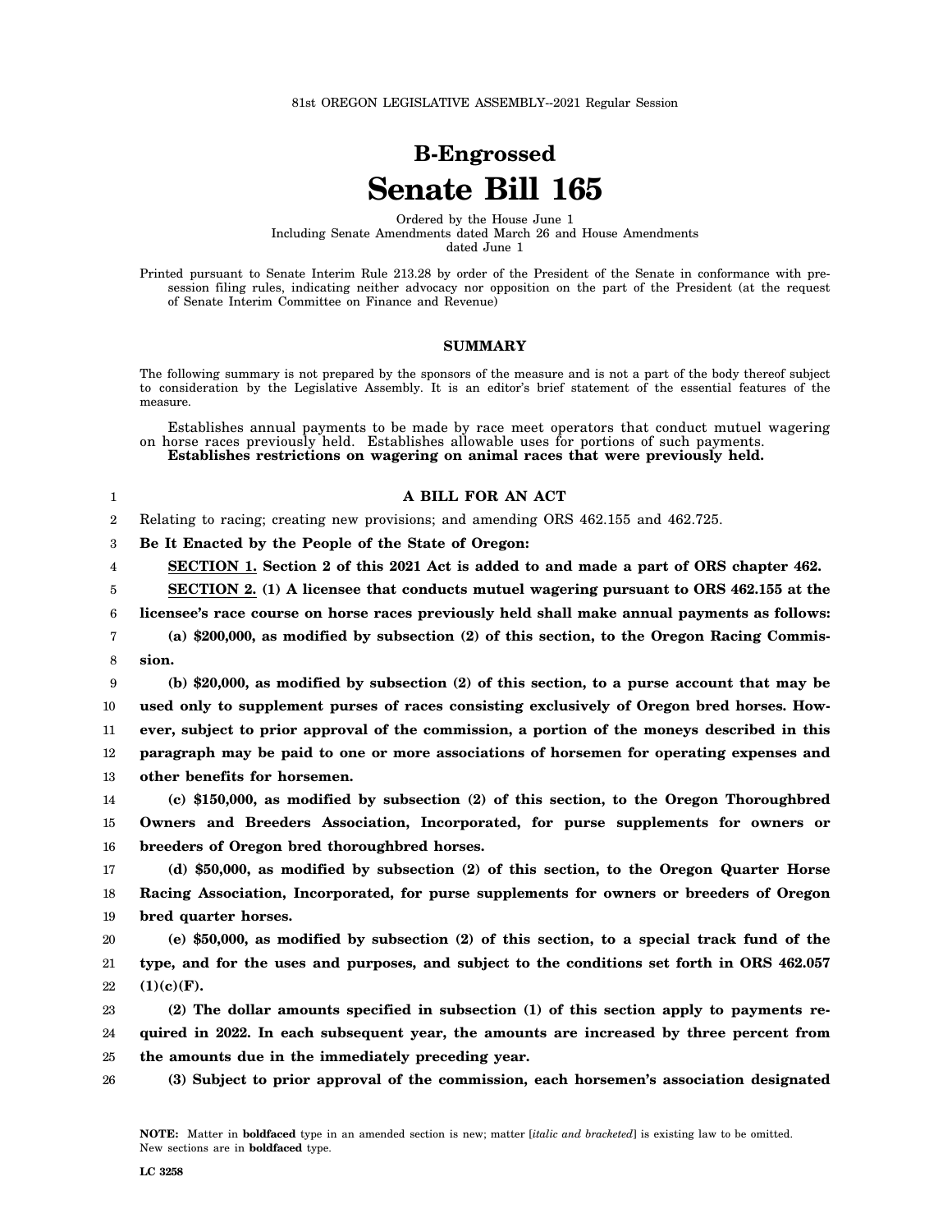81st OREGON LEGISLATIVE ASSEMBLY--2021 Regular Session

# B-Engrossed
# Senate Bill 165

Ordered by the House June 1
Including Senate Amendments dated March 26 and House Amendments dated June 1

Printed pursuant to Senate Interim Rule 213.28 by order of the President of the Senate in conformance with presession filing rules, indicating neither advocacy nor opposition on the part of the President (at the request of Senate Interim Committee on Finance and Revenue)

### SUMMARY

The following summary is not prepared by the sponsors of the measure and is not a part of the body thereof subject to consideration by the Legislative Assembly. It is an editor's brief statement of the essential features of the measure.

Establishes annual payments to be made by race meet operators that conduct mutuel wagering on horse races previously held. Establishes allowable uses for portions of such payments. **Establishes restrictions on wagering on animal races that were previously held.**

**A BILL FOR AN ACT**

Relating to racing; creating new provisions; and amending ORS 462.155 and 462.725.

**Be It Enacted by the People of the State of Oregon:**

**SECTION 1. Section 2 of this 2021 Act is added to and made a part of ORS chapter 462.**

**SECTION 2. (1) A licensee that conducts mutuel wagering pursuant to ORS 462.155 at the licensee's race course on horse races previously held shall make annual payments as follows:**

**(a) $200,000, as modified by subsection (2) of this section, to the Oregon Racing Commission.**

**(b) $20,000, as modified by subsection (2) of this section, to a purse account that may be used only to supplement purses of races consisting exclusively of Oregon bred horses. However, subject to prior approval of the commission, a portion of the moneys described in this paragraph may be paid to one or more associations of horsemen for operating expenses and other benefits for horsemen.**

**(c) $150,000, as modified by subsection (2) of this section, to the Oregon Thoroughbred Owners and Breeders Association, Incorporated, for purse supplements for owners or breeders of Oregon bred thoroughbred horses.**

**(d) $50,000, as modified by subsection (2) of this section, to the Oregon Quarter Horse Racing Association, Incorporated, for purse supplements for owners or breeders of Oregon bred quarter horses.**

**(e) $50,000, as modified by subsection (2) of this section, to a special track fund of the type, and for the uses and purposes, and subject to the conditions set forth in ORS 462.057 (1)(c)(F).**

**(2) The dollar amounts specified in subsection (1) of this section apply to payments required in 2022. In each subsequent year, the amounts are increased by three percent from the amounts due in the immediately preceding year.**

**(3) Subject to prior approval of the commission, each horsemen's association designated**

**NOTE:** Matter in **boldfaced** type in an amended section is new; matter [*italic and bracketed*] is existing law to be omitted. New sections are in **boldfaced** type.

LC 3258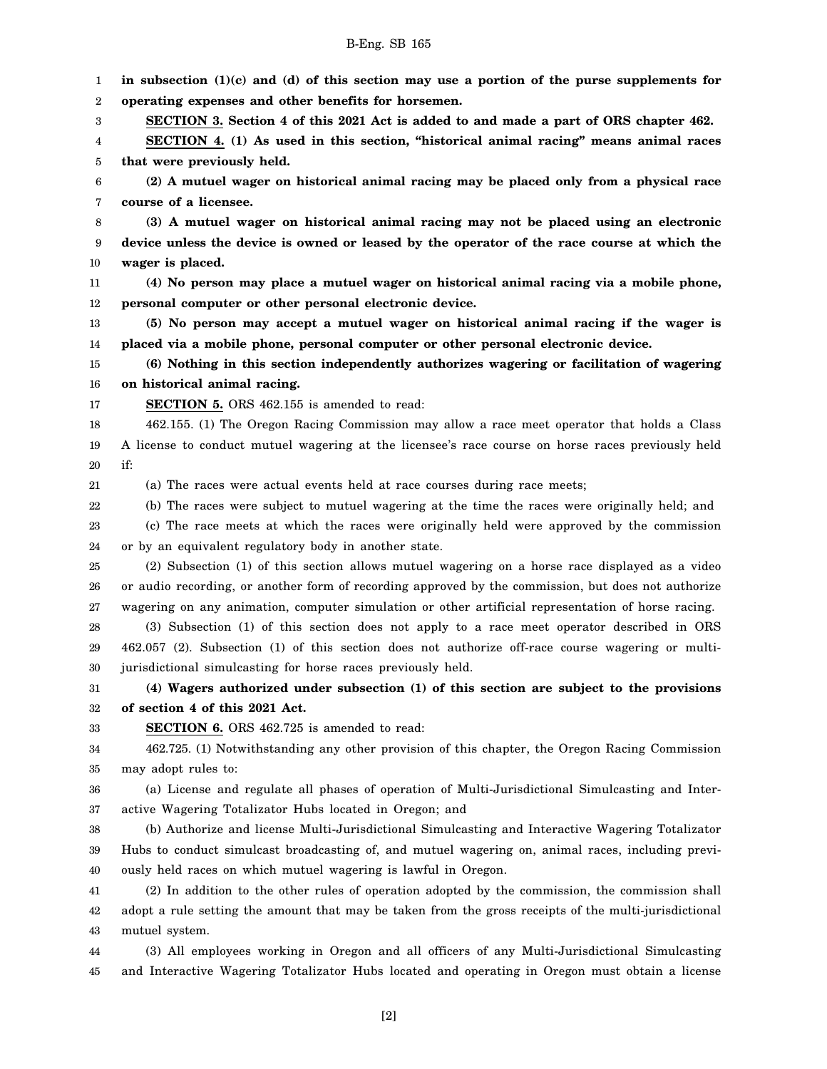**in subsection (1)(c) and (d) of this section may use a portion of the purse supplements for operating expenses and other benefits for horsemen.**

**SECTION 3. Section 4 of this 2021 Act is added to and made a part of ORS chapter 462.**

**SECTION 4. (1) As used in this section, "historical animal racing" means animal races that were previously held.**

**(2) A mutuel wager on historical animal racing may be placed only from a physical race course of a licensee.**

**(3) A mutuel wager on historical animal racing may not be placed using an electronic device unless the device is owned or leased by the operator of the race course at which the wager is placed.**

**(4) No person may place a mutuel wager on historical animal racing via a mobile phone, personal computer or other personal electronic device.**

**(5) No person may accept a mutuel wager on historical animal racing if the wager is placed via a mobile phone, personal computer or other personal electronic device.**

**(6) Nothing in this section independently authorizes wagering or facilitation of wagering on historical animal racing.**

**SECTION 5.** ORS 462.155 is amended to read:

462.155. (1) The Oregon Racing Commission may allow a race meet operator that holds a Class A license to conduct mutuel wagering at the licensee's race course on horse races previously held if:

(a) The races were actual events held at race courses during race meets;

(b) The races were subject to mutuel wagering at the time the races were originally held; and

(c) The race meets at which the races were originally held were approved by the commission or by an equivalent regulatory body in another state.

(2) Subsection (1) of this section allows mutuel wagering on a horse race displayed as a video or audio recording, or another form of recording approved by the commission, but does not authorize wagering on any animation, computer simulation or other artificial representation of horse racing.

(3) Subsection (1) of this section does not apply to a race meet operator described in ORS 462.057 (2). Subsection (1) of this section does not authorize off-race course wagering or multi-jurisdictional simulcasting for horse races previously held.

**(4) Wagers authorized under subsection (1) of this section are subject to the provisions of section 4 of this 2021 Act.**

**SECTION 6.** ORS 462.725 is amended to read:

462.725. (1) Notwithstanding any other provision of this chapter, the Oregon Racing Commission may adopt rules to:

(a) License and regulate all phases of operation of Multi-Jurisdictional Simulcasting and Interactive Wagering Totalizator Hubs located in Oregon; and

(b) Authorize and license Multi-Jurisdictional Simulcasting and Interactive Wagering Totalizator Hubs to conduct simulcast broadcasting of, and mutuel wagering on, animal races, including previously held races on which mutuel wagering is lawful in Oregon.

(2) In addition to the other rules of operation adopted by the commission, the commission shall adopt a rule setting the amount that may be taken from the gross receipts of the multi-jurisdictional mutuel system.

(3) All employees working in Oregon and all officers of any Multi-Jurisdictional Simulcasting and Interactive Wagering Totalizator Hubs located and operating in Oregon must obtain a license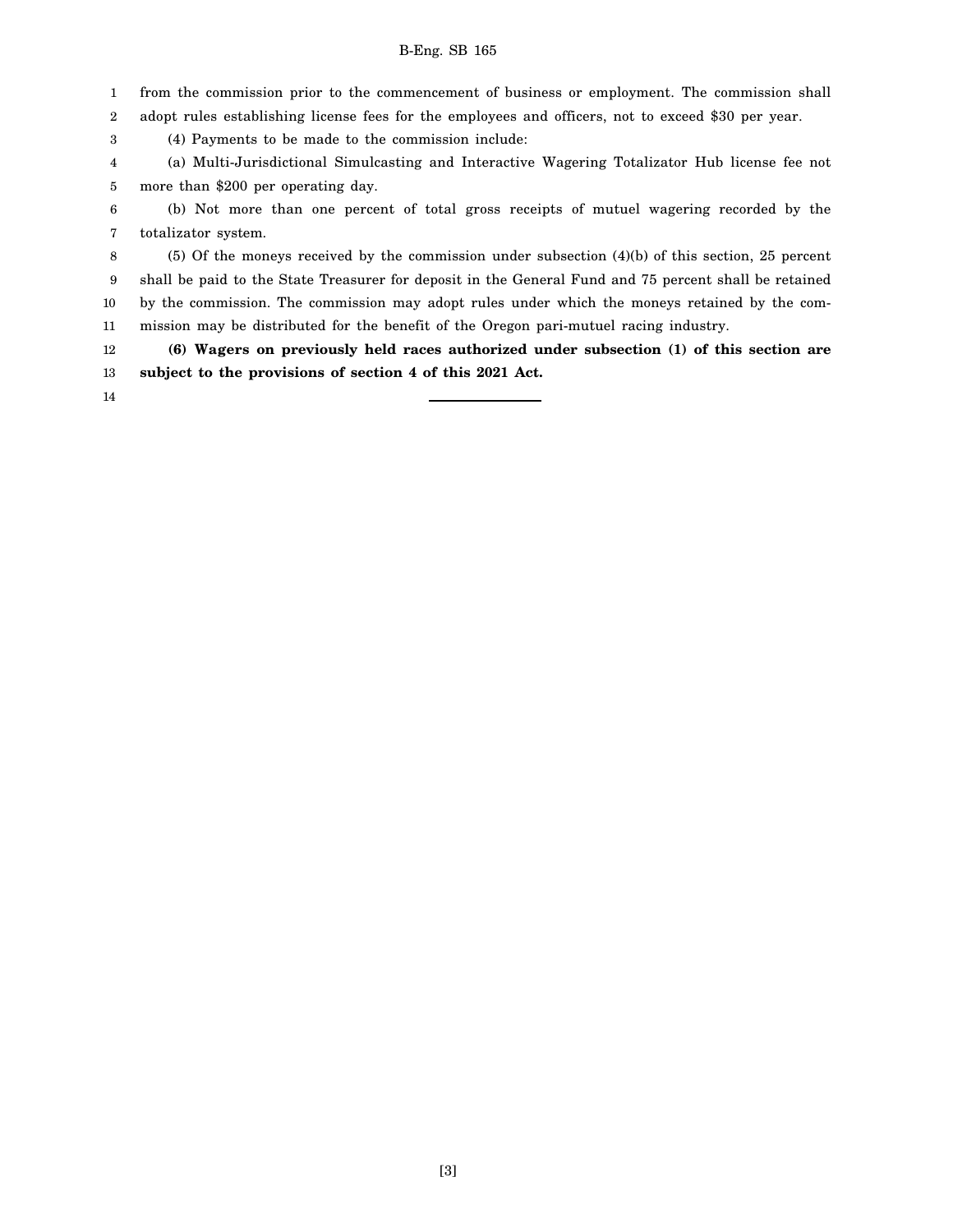from the commission prior to the commencement of business or employment. The commission shall adopt rules establishing license fees for the employees and officers, not to exceed $30 per year.

(4) Payments to be made to the commission include:

(a) Multi-Jurisdictional Simulcasting and Interactive Wagering Totalizator Hub license fee not more than $200 per operating day.

(b) Not more than one percent of total gross receipts of mutuel wagering recorded by the totalizator system.

(5) Of the moneys received by the commission under subsection (4)(b) of this section, 25 percent shall be paid to the State Treasurer for deposit in the General Fund and 75 percent shall be retained by the commission. The commission may adopt rules under which the moneys retained by the commission may be distributed for the benefit of the Oregon pari-mutuel racing industry.

**(6) Wagers on previously held races authorized under subsection (1) of this section are subject to the provisions of section 4 of this 2021 Act.**